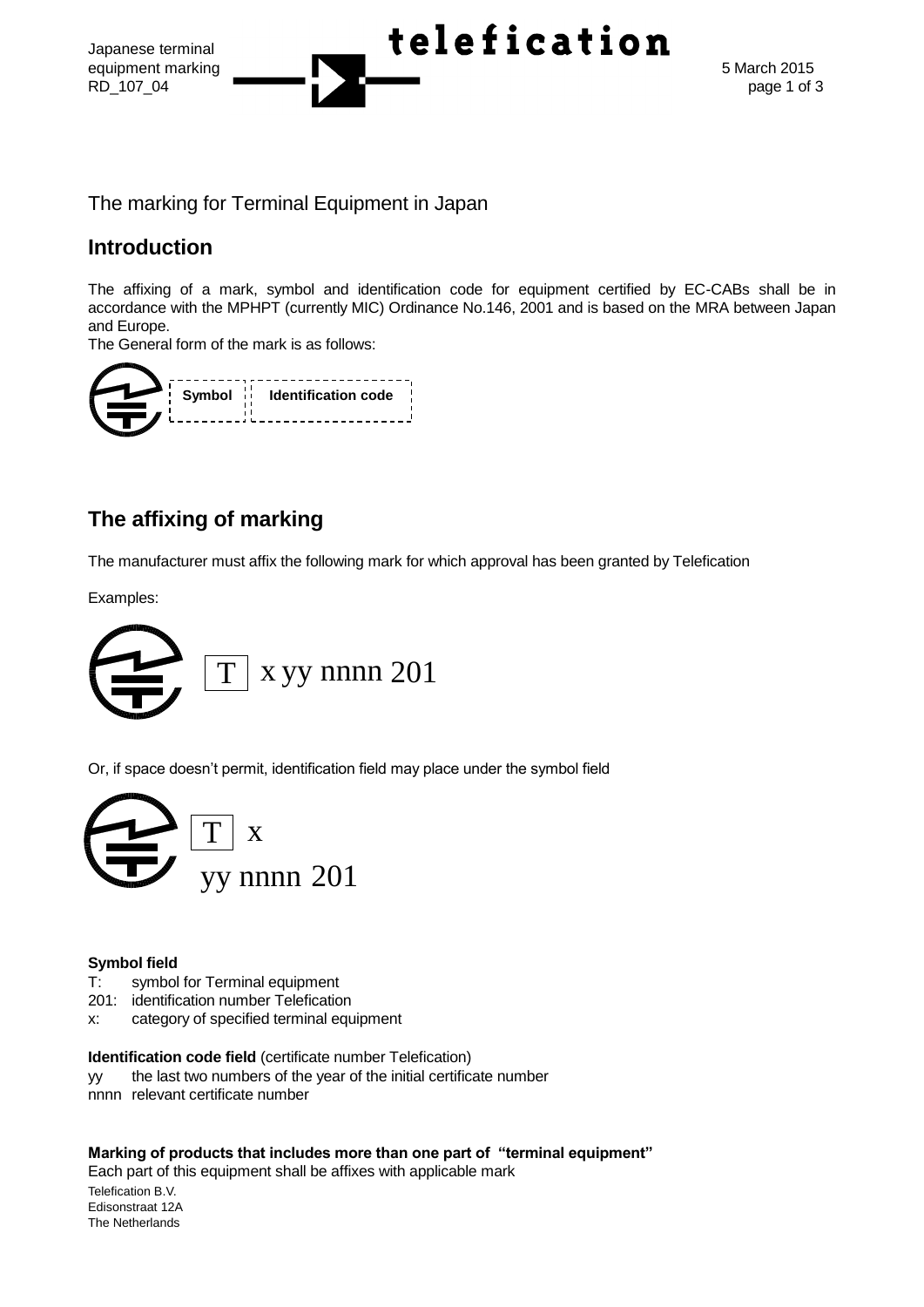The marking for Terminal Equipment in Japan

## Introduction

The affixing of a mark, symbol and identification code for equipment certified by EC-CABs shall be in accordance with the MPHPT (currently MIC) Ordinance No.146, 2001 and is based on the MRA between Japan and Europe.

The General form of the mark is as follows:

Symbol | Identification code

## The affixing of marking

The manufacturer must affix the following mark for which approval has been granted by Telefication

Examples:

T x yy nnnn 201

Or, if space doesn't permit, identification field may place under the symbol field

T x
yy nnnn 201

**Symbol field**

T: symbol for Terminal equipment
201: identification number Telefication
x: category of specified terminal equipment

**Identification code field** (certificate number Telefication)

yy the last two numbers of the year of the initial certificate number
nnnn relevant certificate number

**Marking of products that includes more than one part of "terminal equipment"**

Each part of this equipment shall be affixes with applicable mark

Telefication B.V.
Edisonstraat 12A
The Netherlands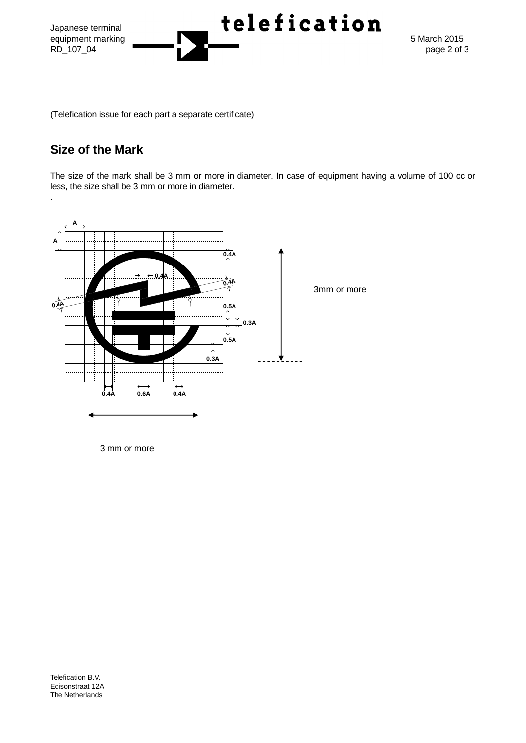(Telefication issue for each part a separate certificate)

## Size of the Mark

The size of the mark shall be 3 mm or more in diameter. In case of equipment having a volume of 100 cc or less, the size shall be 3 mm or more in diameter.

.

A

A

0.4A

0.4A

0.4A

0.4A

0.5A

0.3A

0.5A

0.3A

0.4A 0.6A 0.4A

3mm or more

3 mm or more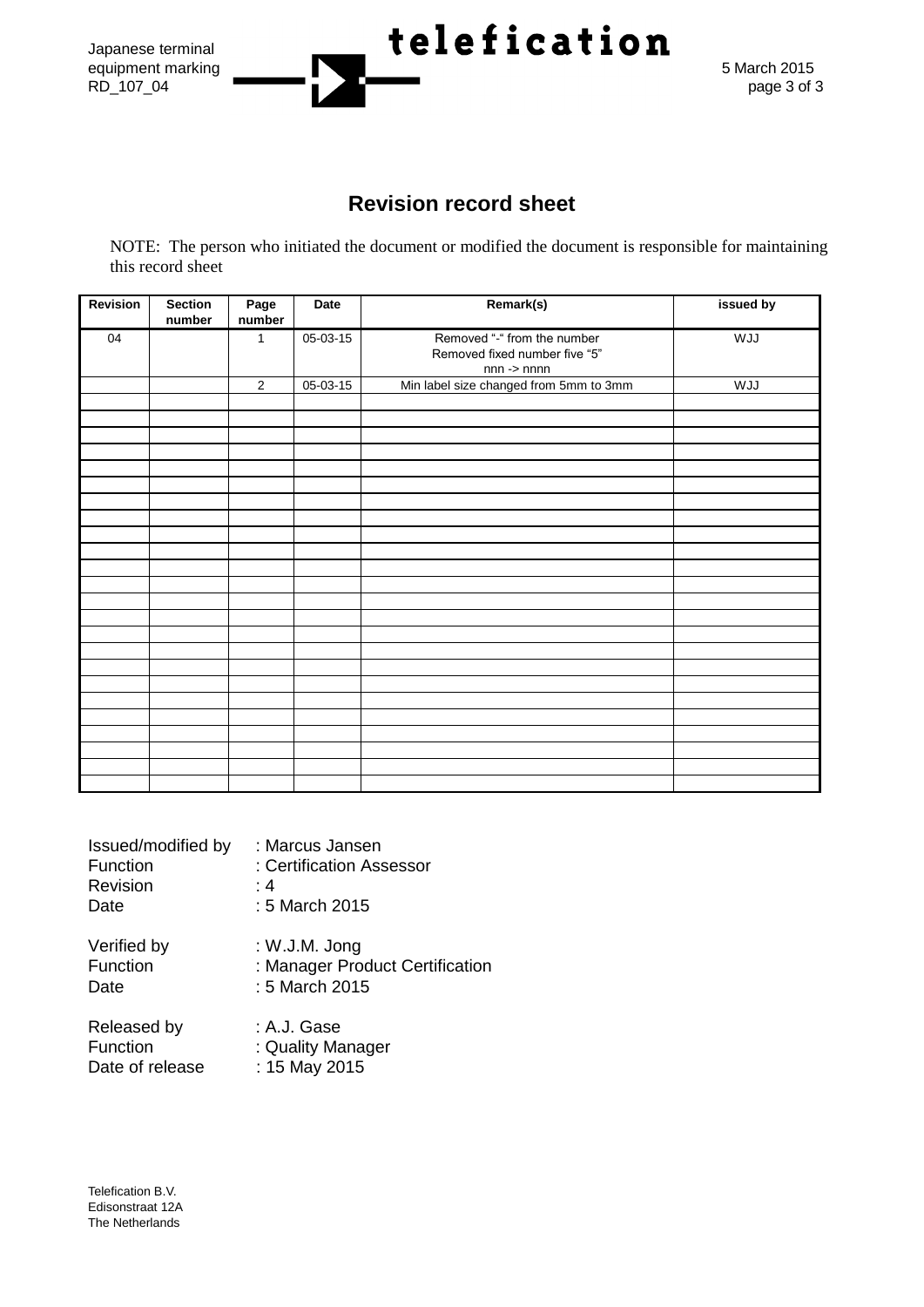## Revision record sheet

NOTE: The person who initiated the document or modified the document is responsible for maintaining this record sheet

| Revision | Section number | Page number | Date | Remark(s) | issued by |
|---|---|---|---|---|---|
| 04 | | 1 | 05-03-15 | Removed "-" from the number<br>Removed fixed number five "5"<br>nnn -> nnnn | WJJ |
| | | 2 | 05-03-15 | Min label size changed from 5mm to 3mm | WJJ |
| | | | | | |
| | | | | | |
| | | | | | |
| | | | | | |
| | | | | | |
| | | | | | |
| | | | | | |
| | | | | | |
| | | | | | |
| | | | | | |
| | | | | | |
| | | | | | |
| | | | | | |
| | | | | | |
| | | | | | |
| | | | | | |
| | | | | | |
| | | | | | |
| | | | | | |
| | | | | | |
| | | | | | |
| | | | | | |
| | | | | | |

Issued/modified by : Marcus Jansen
Function : Certification Assessor
Revision : 4
Date : 5 March 2015

Verified by : W.J.M. Jong
Function : Manager Product Certification
Date : 5 March 2015

Released by : A.J. Gase
Function : Quality Manager
Date of release : 15 May 2015

Telefication B.V.
Edisonstraat 12A
The Netherlands